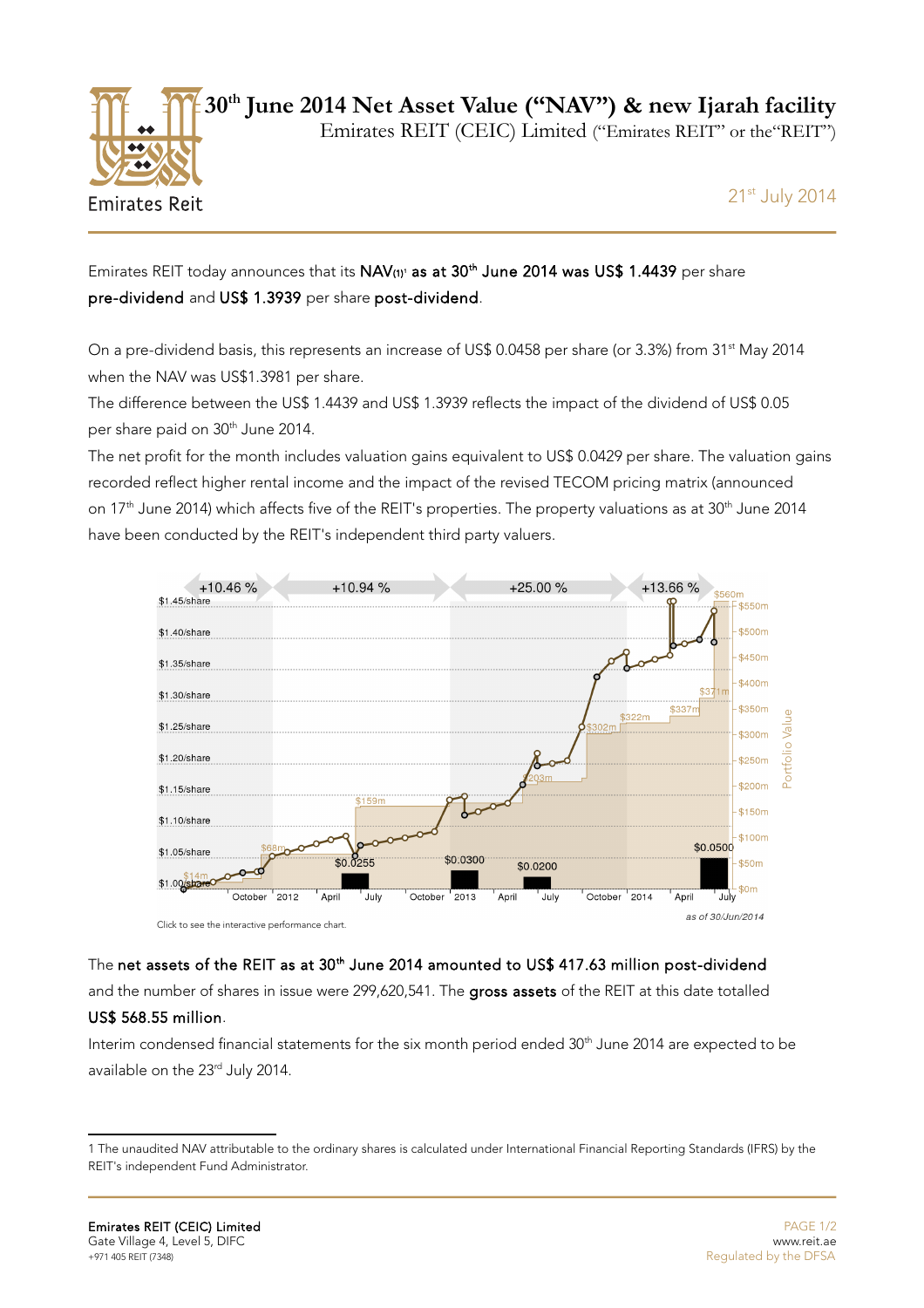Emirates Reit

# 30th June 2014 Net Asset Value ("NAV") & new Ijarah facility

Emirates REIT (CEIC) Limited ("Emirates REIT" or the"REIT")

21st July 2014

Emirates REIT today announces that its **NAV[1] as at 30th June 2014 was US$ 1.4439** per share **pre-dividend** and **US$ 1.3939** per share **post-dividend**.

On a pre-dividend basis, this represents an increase of US$ 0.0458 per share (or 3.3%) from 31st May 2014 when the NAV was US$1.3981 per share.

The difference between the US$ 1.4439 and US$ 1.3939 reflects the impact of the dividend of US$ 0.05 per share paid on 30th June 2014.

The net profit for the month includes valuation gains equivalent to US$ 0.0429 per share. The valuation gains recorded reflect higher rental income and the impact of the revised TECOM pricing matrix (announced on 17th June 2014) which affects five of the REIT's properties. The property valuations as at 30th June 2014 have been conducted by the REIT's independent third party valuers.

Click to see the interactive performance chart.

The **net assets of the REIT as at 30th June 2014 amounted to US$ 417.63 million post-dividend** and the number of shares in issue were 299,620,541. The **gross assets** of the REIT at this date totalled **US$ 568.55 million**.

Interim condensed financial statements for the six month period ended 30th June 2014 are expected to be available on the 23rd July 2014.

1 The unaudited NAV attributable to the ordinary shares is calculated under International Financial Reporting Standards (IFRS) by the REIT's independent Fund Administrator.

**Emirates REIT (CEIC) Limited**
Gate Village 4, Level 5, DIFC
+971 405 REIT (7348)

www.reit.ae
Regulated by the DFSA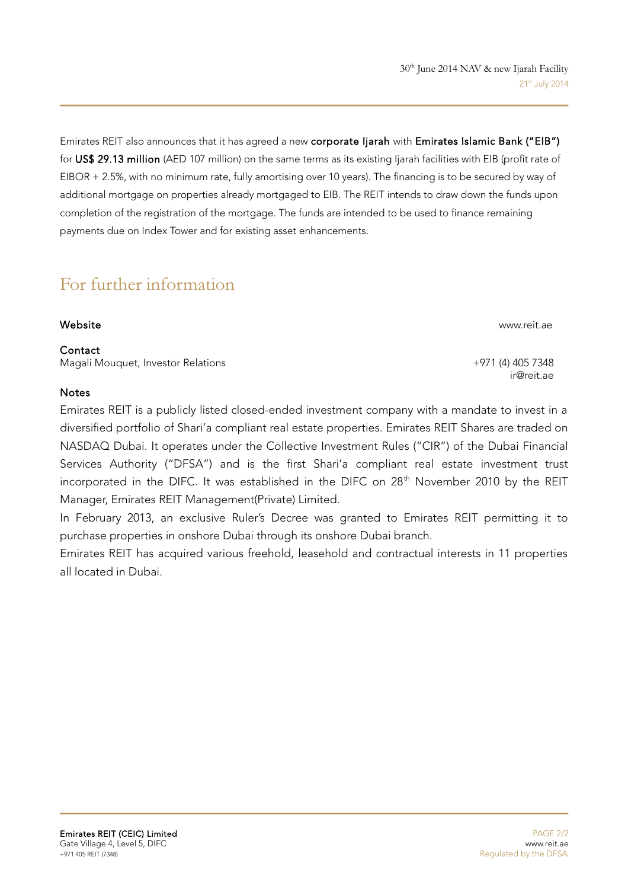Emirates REIT also announces that it has agreed a new **corporate Ijarah** with **Emirates Islamic Bank ("EIB")** for **US$ 29.13 million** (AED 107 million) on the same terms as its existing Ijarah facilities with EIB (profit rate of EIBOR + 2.5%, with no minimum rate, fully amortising over 10 years). The financing is to be secured by way of additional mortgage on properties already mortgaged to EIB. The REIT intends to draw down the funds upon completion of the registration of the mortgage. The funds are intended to be used to finance remaining payments due on Index Tower and for existing asset enhancements.

## For further information

**Website** www.reit.ae

**Contact**
Magali Mouquet, Investor Relations +971 (4) 405 7348
ir@reit.ae

**Notes**

Emirates REIT is a publicly listed closed-ended investment company with a mandate to invest in a diversified portfolio of Shari'a compliant real estate properties. Emirates REIT Shares are traded on NASDAQ Dubai. It operates under the Collective Investment Rules ("CIR") of the Dubai Financial Services Authority ("DFSA") and is the first Shari'a compliant real estate investment trust incorporated in the DIFC. It was established in the DIFC on 28th November 2010 by the REIT Manager, Emirates REIT Management(Private) Limited.

In February 2013, an exclusive Ruler's Decree was granted to Emirates REIT permitting it to purchase properties in onshore Dubai through its onshore Dubai branch.

Emirates REIT has acquired various freehold, leasehold and contractual interests in 11 properties all located in Dubai.